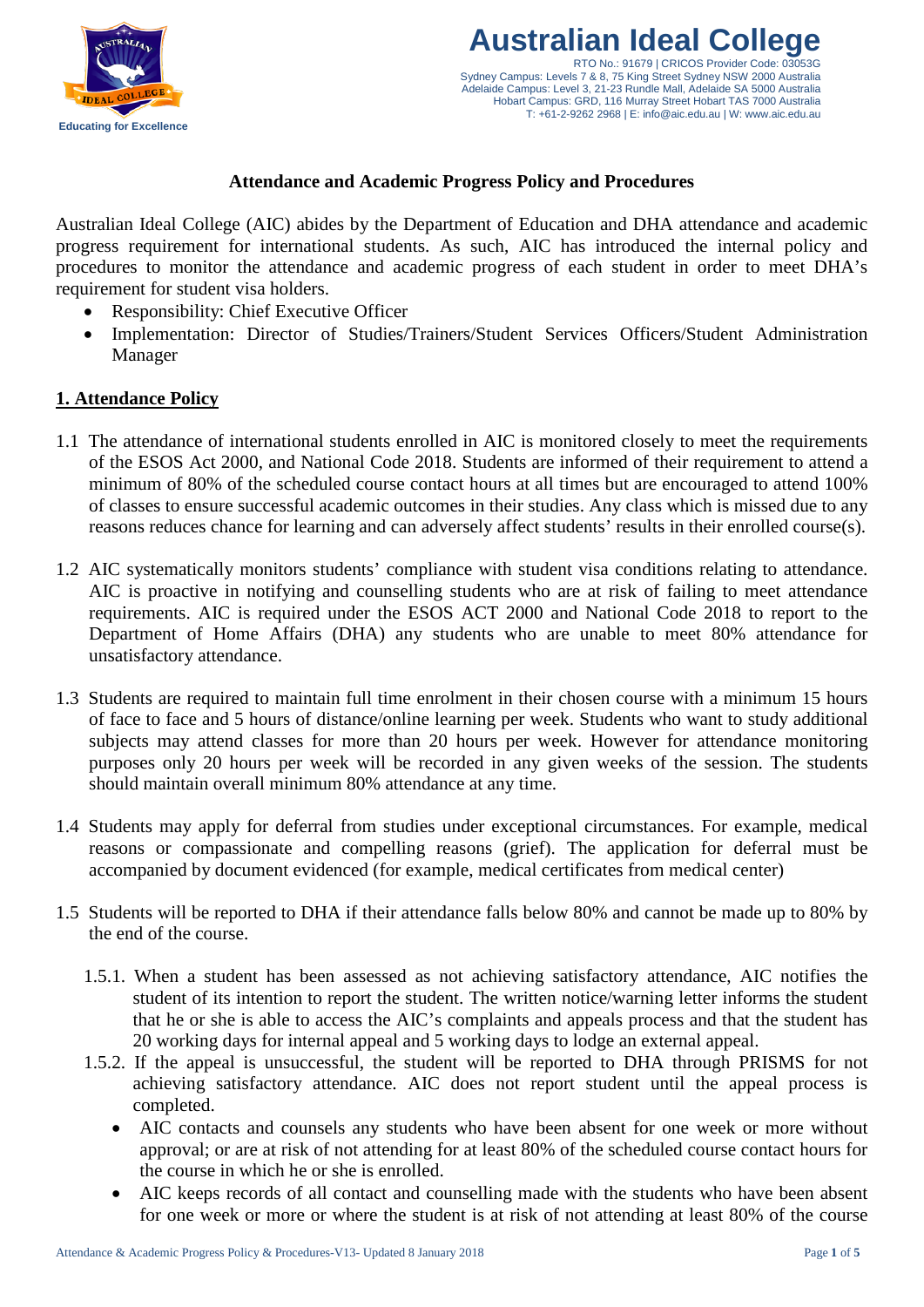# Australian Ideal College

RTO No.: 91679 | CRICOS Provider Code: 03053G
Sydney Campus: Levels 7 & 8, 75 King Street Sydney NSW 2000 Australia
Adelaide Campus: Level 3, 21-23 Rundle Mall, Adelaide SA 5000 Australia
Hobart Campus: GRD, 116 Murray Street Hobart TAS 7000 Australia
T: +61-2-9262 2968 | E: info@aic.edu.au | W: www.aic.edu.au

Educating for Excellence

## Attendance and Academic Progress Policy and Procedures

Australian Ideal College (AIC) abides by the Department of Education and DHA attendance and academic progress requirement for international students. As such, AIC has introduced the internal policy and procedures to monitor the attendance and academic progress of each student in order to meet DHA's requirement for student visa holders.

- Responsibility: Chief Executive Officer
- Implementation: Director of Studies/Trainers/Student Services Officers/Student Administration Manager

### 1. Attendance Policy

1.1 The attendance of international students enrolled in AIC is monitored closely to meet the requirements of the ESOS Act 2000, and National Code 2018. Students are informed of their requirement to attend a minimum of 80% of the scheduled course contact hours at all times but are encouraged to attend 100% of classes to ensure successful academic outcomes in their studies. Any class which is missed due to any reasons reduces chance for learning and can adversely affect students' results in their enrolled course(s).

1.2 AIC systematically monitors students' compliance with student visa conditions relating to attendance. AIC is proactive in notifying and counselling students who are at risk of failing to meet attendance requirements. AIC is required under the ESOS ACT 2000 and National Code 2018 to report to the Department of Home Affairs (DHA) any students who are unable to meet 80% attendance for unsatisfactory attendance.

1.3 Students are required to maintain full time enrolment in their chosen course with a minimum 15 hours of face to face and 5 hours of distance/online learning per week. Students who want to study additional subjects may attend classes for more than 20 hours per week. However for attendance monitoring purposes only 20 hours per week will be recorded in any given weeks of the session. The students should maintain overall minimum 80% attendance at any time.

1.4 Students may apply for deferral from studies under exceptional circumstances. For example, medical reasons or compassionate and compelling reasons (grief). The application for deferral must be accompanied by document evidenced (for example, medical certificates from medical center)

1.5 Students will be reported to DHA if their attendance falls below 80% and cannot be made up to 80% by the end of the course.

1.5.1. When a student has been assessed as not achieving satisfactory attendance, AIC notifies the student of its intention to report the student. The written notice/warning letter informs the student that he or she is able to access the AIC's complaints and appeals process and that the student has 20 working days for internal appeal and 5 working days to lodge an external appeal.

1.5.2. If the appeal is unsuccessful, the student will be reported to DHA through PRISMS for not achieving satisfactory attendance. AIC does not report student until the appeal process is completed.

- AIC contacts and counsels any students who have been absent for one week or more without approval; or are at risk of not attending for at least 80% of the scheduled course contact hours for the course in which he or she is enrolled.
- AIC keeps records of all contact and counselling made with the students who have been absent for one week or more or where the student is at risk of not attending at least 80% of the course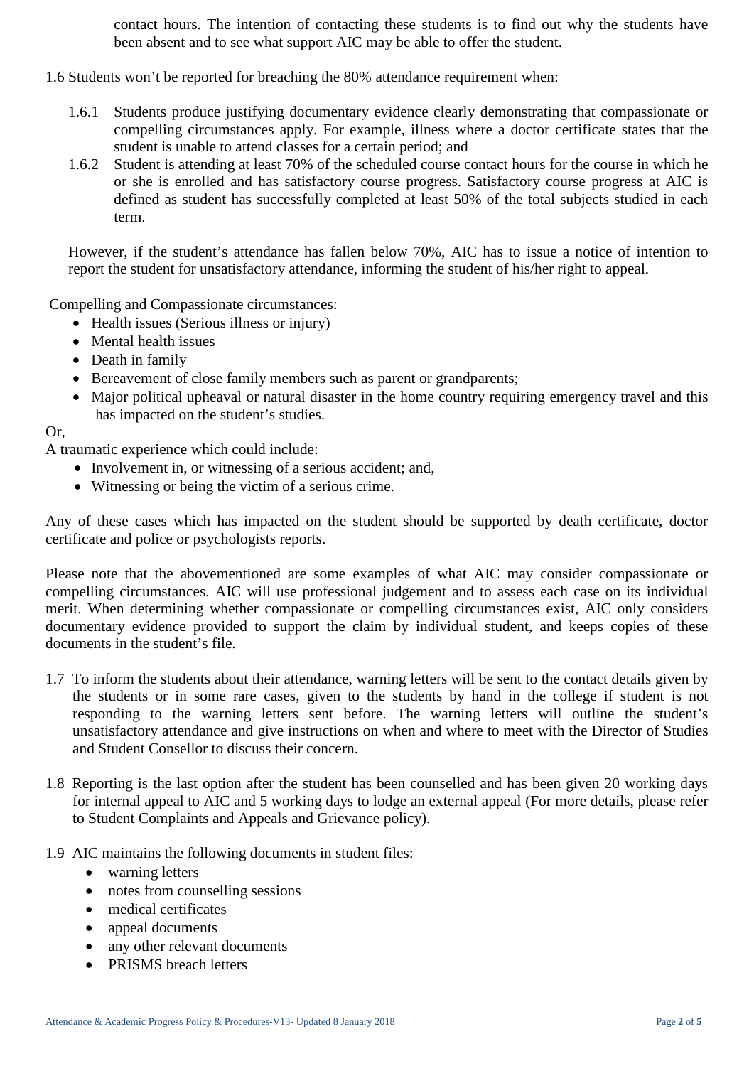contact hours. The intention of contacting these students is to find out why the students have been absent and to see what support AIC may be able to offer the student.

1.6 Students won't be reported for breaching the 80% attendance requirement when:

1.6.1 Students produce justifying documentary evidence clearly demonstrating that compassionate or compelling circumstances apply. For example, illness where a doctor certificate states that the student is unable to attend classes for a certain period; and

1.6.2 Student is attending at least 70% of the scheduled course contact hours for the course in which he or she is enrolled and has satisfactory course progress. Satisfactory course progress at AIC is defined as student has successfully completed at least 50% of the total subjects studied in each term.

However, if the student's attendance has fallen below 70%, AIC has to issue a notice of intention to report the student for unsatisfactory attendance, informing the student of his/her right to appeal.

Compelling and Compassionate circumstances:

- Health issues (Serious illness or injury)
- Mental health issues
- Death in family
- Bereavement of close family members such as parent or grandparents;
- Major political upheaval or natural disaster in the home country requiring emergency travel and this has impacted on the student's studies.

Or,

A traumatic experience which could include:

- Involvement in, or witnessing of a serious accident; and,
- Witnessing or being the victim of a serious crime.

Any of these cases which has impacted on the student should be supported by death certificate, doctor certificate and police or psychologists reports.

Please note that the abovementioned are some examples of what AIC may consider compassionate or compelling circumstances. AIC will use professional judgement and to assess each case on its individual merit. When determining whether compassionate or compelling circumstances exist, AIC only considers documentary evidence provided to support the claim by individual student, and keeps copies of these documents in the student's file.

1.7 To inform the students about their attendance, warning letters will be sent to the contact details given by the students or in some rare cases, given to the students by hand in the college if student is not responding to the warning letters sent before. The warning letters will outline the student's unsatisfactory attendance and give instructions on when and where to meet with the Director of Studies and Student Consellor to discuss their concern.

1.8 Reporting is the last option after the student has been counselled and has been given 20 working days for internal appeal to AIC and 5 working days to lodge an external appeal (For more details, please refer to Student Complaints and Appeals and Grievance policy).

1.9 AIC maintains the following documents in student files:

- warning letters
- notes from counselling sessions
- medical certificates
- appeal documents
- any other relevant documents
- PRISMS breach letters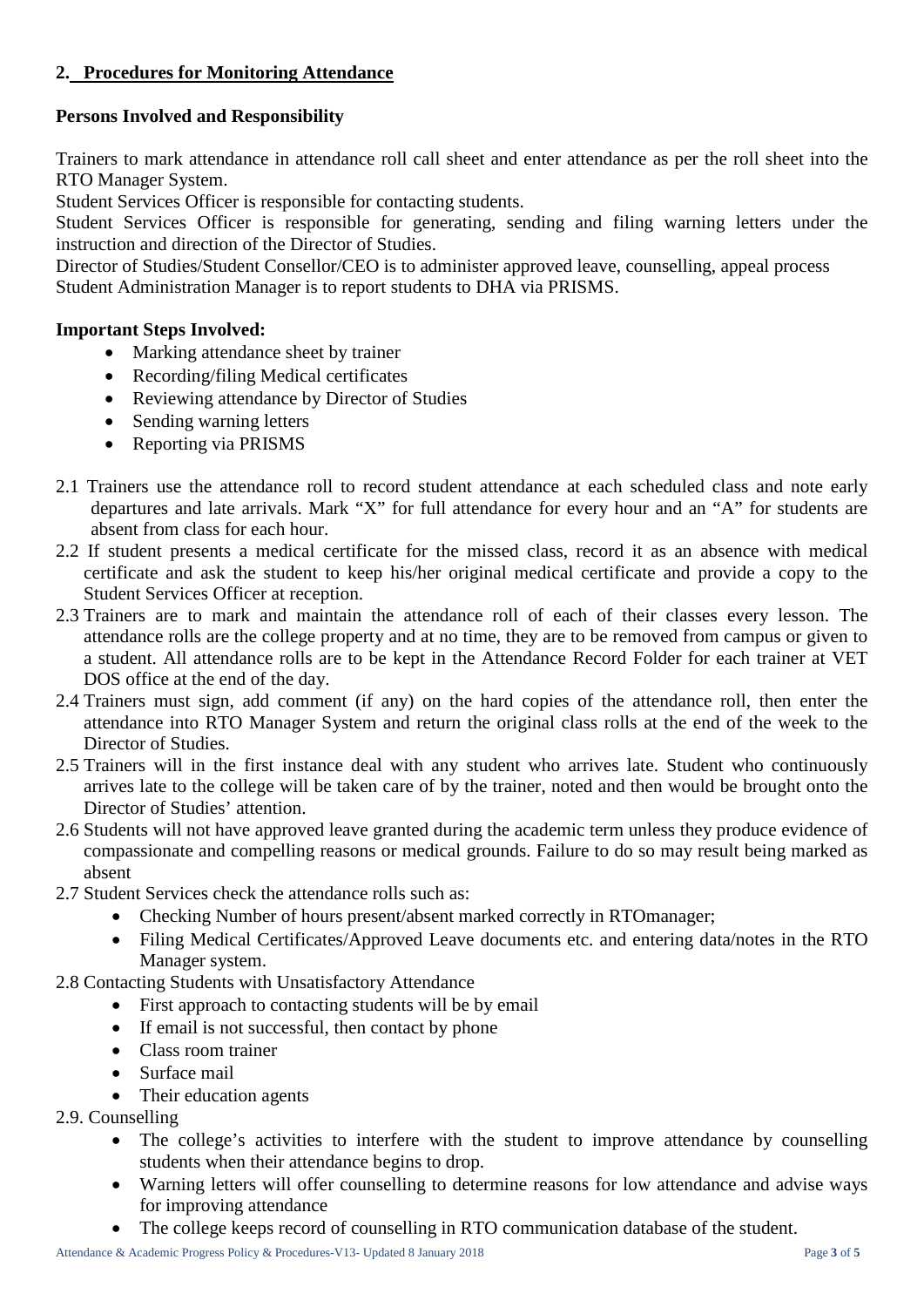## 2. Procedures for Monitoring Attendance

**Persons Involved and Responsibility**

Trainers to mark attendance in attendance roll call sheet and enter attendance as per the roll sheet into the RTO Manager System.
Student Services Officer is responsible for contacting students.
Student Services Officer is responsible for generating, sending and filing warning letters under the instruction and direction of the Director of Studies.
Director of Studies/Student Consellor/CEO is to administer approved leave, counselling, appeal process
Student Administration Manager is to report students to DHA via PRISMS.

**Important Steps Involved:**

- Marking attendance sheet by trainer
- Recording/filing Medical certificates
- Reviewing attendance by Director of Studies
- Sending warning letters
- Reporting via PRISMS

2.1 Trainers use the attendance roll to record student attendance at each scheduled class and note early departures and late arrivals. Mark "X" for full attendance for every hour and an "A" for students are absent from class for each hour.

2.2 If student presents a medical certificate for the missed class, record it as an absence with medical certificate and ask the student to keep his/her original medical certificate and provide a copy to the Student Services Officer at reception.

2.3 Trainers are to mark and maintain the attendance roll of each of their classes every lesson. The attendance rolls are the college property and at no time, they are to be removed from campus or given to a student. All attendance rolls are to be kept in the Attendance Record Folder for each trainer at VET DOS office at the end of the day.

2.4 Trainers must sign, add comment (if any) on the hard copies of the attendance roll, then enter the attendance into RTO Manager System and return the original class rolls at the end of the week to the Director of Studies.

2.5 Trainers will in the first instance deal with any student who arrives late. Student who continuously arrives late to the college will be taken care of by the trainer, noted and then would be brought onto the Director of Studies' attention.

2.6 Students will not have approved leave granted during the academic term unless they produce evidence of compassionate and compelling reasons or medical grounds. Failure to do so may result being marked as absent

2.7 Student Services check the attendance rolls such as:

- Checking Number of hours present/absent marked correctly in RTOmanager;
- Filing Medical Certificates/Approved Leave documents etc. and entering data/notes in the RTO Manager system.

2.8 Contacting Students with Unsatisfactory Attendance

- First approach to contacting students will be by email
- If email is not successful, then contact by phone
- Class room trainer
- Surface mail
- Their education agents

2.9. Counselling

- The college's activities to interfere with the student to improve attendance by counselling students when their attendance begins to drop.
- Warning letters will offer counselling to determine reasons for low attendance and advise ways for improving attendance
- The college keeps record of counselling in RTO communication database of the student.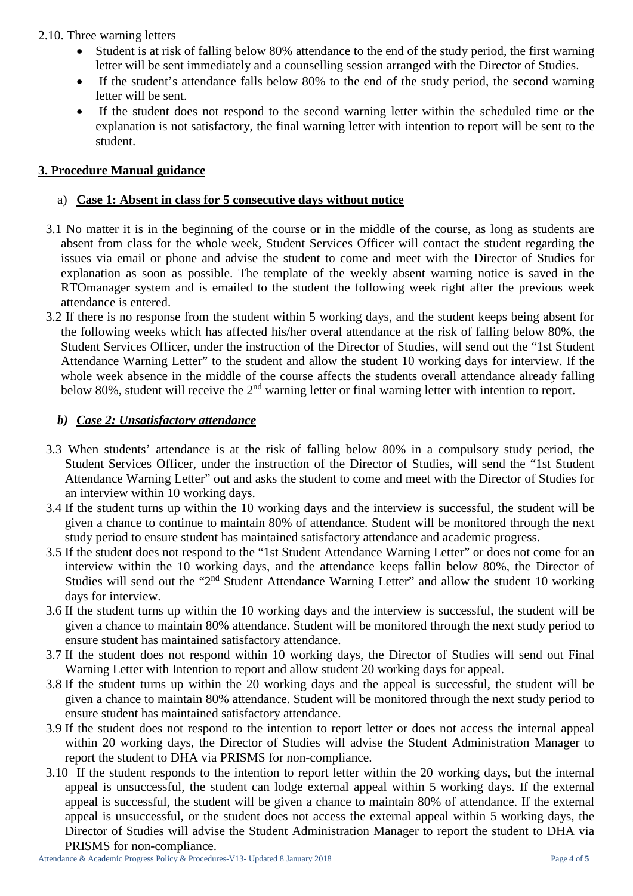2.10. Three warning letters

- Student is at risk of falling below 80% attendance to the end of the study period, the first warning letter will be sent immediately and a counselling session arranged with the Director of Studies.
- If the student's attendance falls below 80% to the end of the study period, the second warning letter will be sent.
- If the student does not respond to the second warning letter within the scheduled time or the explanation is not satisfactory, the final warning letter with intention to report will be sent to the student.

## 3. Procedure Manual guidance

### a) Case 1: Absent in class for 5 consecutive days without notice

3.1 No matter it is in the beginning of the course or in the middle of the course, as long as students are absent from class for the whole week, Student Services Officer will contact the student regarding the issues via email or phone and advise the student to come and meet with the Director of Studies for explanation as soon as possible. The template of the weekly absent warning notice is saved in the RTOmanager system and is emailed to the student the following week right after the previous week attendance is entered.

3.2 If there is no response from the student within 5 working days, and the student keeps being absent for the following weeks which has affected his/her overal attendance at the risk of falling below 80%, the Student Services Officer, under the instruction of the Director of Studies, will send out the "1st Student Attendance Warning Letter" to the student and allow the student 10 working days for interview. If the whole week absence in the middle of the course affects the students overall attendance already falling below 80%, student will receive the 2nd warning letter or final warning letter with intention to report.

### *b) Case 2: Unsatisfactory attendance*

3.3 When students' attendance is at the risk of falling below 80% in a compulsory study period, the Student Services Officer, under the instruction of the Director of Studies, will send the "1st Student Attendance Warning Letter" out and asks the student to come and meet with the Director of Studies for an interview within 10 working days.

3.4 If the student turns up within the 10 working days and the interview is successful, the student will be given a chance to continue to maintain 80% of attendance. Student will be monitored through the next study period to ensure student has maintained satisfactory attendance and academic progress.

3.5 If the student does not respond to the "1st Student Attendance Warning Letter" or does not come for an interview within the 10 working days, and the attendance keeps fallin below 80%, the Director of Studies will send out the "2nd Student Attendance Warning Letter" and allow the student 10 working days for interview.

3.6 If the student turns up within the 10 working days and the interview is successful, the student will be given a chance to maintain 80% attendance. Student will be monitored through the next study period to ensure student has maintained satisfactory attendance.

3.7 If the student does not respond within 10 working days, the Director of Studies will send out Final Warning Letter with Intention to report and allow student 20 working days for appeal.

3.8 If the student turns up within the 20 working days and the appeal is successful, the student will be given a chance to maintain 80% attendance. Student will be monitored through the next study period to ensure student has maintained satisfactory attendance.

3.9 If the student does not respond to the intention to report letter or does not access the internal appeal within 20 working days, the Director of Studies will advise the Student Administration Manager to report the student to DHA via PRISMS for non-compliance.

3.10 If the student responds to the intention to report letter within the 20 working days, but the internal appeal is unsuccessful, the student can lodge external appeal within 5 working days. If the external appeal is successful, the student will be given a chance to maintain 80% of attendance. If the external appeal is unsuccessful, or the student does not access the external appeal within 5 working days, the Director of Studies will advise the Student Administration Manager to report the student to DHA via PRISMS for non-compliance.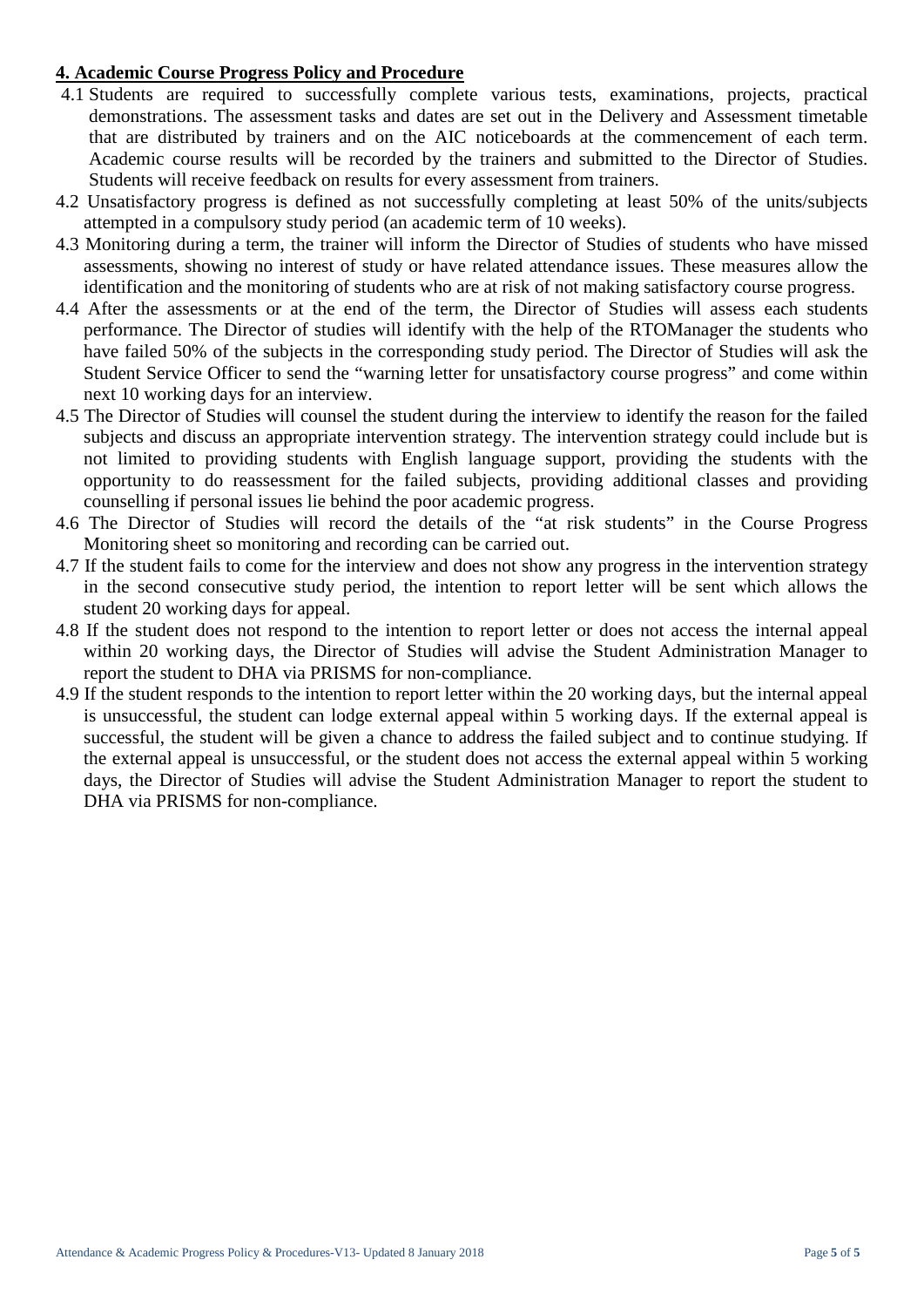## 4. Academic Course Progress Policy and Procedure

4.1 Students are required to successfully complete various tests, examinations, projects, practical demonstrations. The assessment tasks and dates are set out in the Delivery and Assessment timetable that are distributed by trainers and on the AIC noticeboards at the commencement of each term. Academic course results will be recorded by the trainers and submitted to the Director of Studies. Students will receive feedback on results for every assessment from trainers.

4.2 Unsatisfactory progress is defined as not successfully completing at least 50% of the units/subjects attempted in a compulsory study period (an academic term of 10 weeks).

4.3 Monitoring during a term, the trainer will inform the Director of Studies of students who have missed assessments, showing no interest of study or have related attendance issues. These measures allow the identification and the monitoring of students who are at risk of not making satisfactory course progress.

4.4 After the assessments or at the end of the term, the Director of Studies will assess each students performance. The Director of studies will identify with the help of the RTOManager the students who have failed 50% of the subjects in the corresponding study period. The Director of Studies will ask the Student Service Officer to send the "warning letter for unsatisfactory course progress" and come within next 10 working days for an interview.

4.5 The Director of Studies will counsel the student during the interview to identify the reason for the failed subjects and discuss an appropriate intervention strategy. The intervention strategy could include but is not limited to providing students with English language support, providing the students with the opportunity to do reassessment for the failed subjects, providing additional classes and providing counselling if personal issues lie behind the poor academic progress.

4.6 The Director of Studies will record the details of the "at risk students" in the Course Progress Monitoring sheet so monitoring and recording can be carried out.

4.7 If the student fails to come for the interview and does not show any progress in the intervention strategy in the second consecutive study period, the intention to report letter will be sent which allows the student 20 working days for appeal.

4.8 If the student does not respond to the intention to report letter or does not access the internal appeal within 20 working days, the Director of Studies will advise the Student Administration Manager to report the student to DHA via PRISMS for non-compliance.

4.9 If the student responds to the intention to report letter within the 20 working days, but the internal appeal is unsuccessful, the student can lodge external appeal within 5 working days. If the external appeal is successful, the student will be given a chance to address the failed subject and to continue studying. If the external appeal is unsuccessful, or the student does not access the external appeal within 5 working days, the Director of Studies will advise the Student Administration Manager to report the student to DHA via PRISMS for non-compliance.